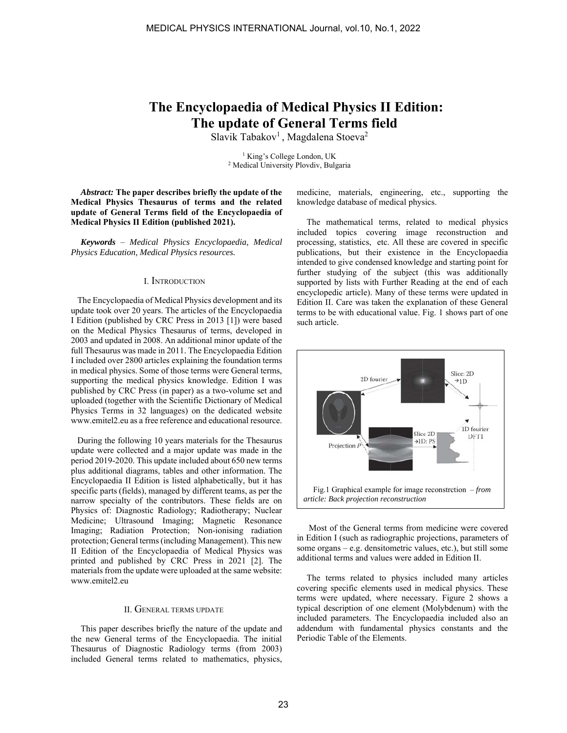# The Encyclopaedia of Medical Physics II Edition: The update of General Terms field

Slavik Tabakov[1], Magdalena Stoeva[2]

[1] King's College London, UK
[2] Medical University Plovdiv, Bulgaria

***Abstract:*** **The paper describes briefly the update of the Medical Physics Thesaurus of terms and the related update of General Terms field of the Encyclopaedia of Medical Physics II Edition (published 2021).**

***Keywords*** *– Medical Physics Encyclopaedia, Medical Physics Education, Medical Physics resources.*

## I. INTRODUCTION

The Encyclopaedia of Medical Physics development and its update took over 20 years. The articles of the Encyclopaedia I Edition (published by CRC Press in 2013 [1]) were based on the Medical Physics Thesaurus of terms, developed in 2003 and updated in 2008. An additional minor update of the full Thesaurus was made in 2011. The Encyclopaedia Edition I included over 2800 articles explaining the foundation terms in medical physics. Some of those terms were General terms, supporting the medical physics knowledge. Edition I was published by CRC Press (in paper) as a two-volume set and uploaded (together with the Scientific Dictionary of Medical Physics Terms in 32 languages) on the dedicated website www.emitel2.eu as a free reference and educational resource.

During the following 10 years materials for the Thesaurus update were collected and a major update was made in the period 2019-2020. This update included about 650 new terms plus additional diagrams, tables and other information. The Encyclopaedia II Edition is listed alphabetically, but it has specific parts (fields), managed by different teams, as per the narrow specialty of the contributors. These fields are on Physics of: Diagnostic Radiology; Radiotherapy; Nuclear Medicine; Ultrasound Imaging; Magnetic Resonance Imaging; Radiation Protection; Non-ionising radiation protection; General terms (including Management). This new II Edition of the Encyclopaedia of Medical Physics was printed and published by CRC Press in 2021 [2]. The materials from the update were uploaded at the same website: www.emitel2.eu

## II. GENERAL TERMS UPDATE

This paper describes briefly the nature of the update and the new General terms of the Encyclopaedia. The initial Thesaurus of Diagnostic Radiology terms (from 2003) included General terms related to mathematics, physics, medicine, materials, engineering, etc., supporting the knowledge database of medical physics.

The mathematical terms, related to medical physics included topics covering image reconstruction and processing, statistics, etc. All these are covered in specific publications, but their existence in the Encyclopaedia intended to give condensed knowledge and starting point for further studying of the subject (this was additionally supported by lists with Further Reading at the end of each encyclopedic article). Many of these terms were updated in Edition II. Care was taken the explanation of these General terms to be with educational value. Fig. 1 shows part of one such article.

Fig.1 Graphical example for image reconstrction – *from article: Back projection reconstruction*

Most of the General terms from medicine were covered in Edition I (such as radiographic projections, parameters of some organs – e.g. densitometric values, etc.), but still some additional terms and values were added in Edition II.

The terms related to physics included many articles covering specific elements used in medical physics. These terms were updated, where necessary. Figure 2 shows a typical description of one element (Molybdenum) with the included parameters. The Encyclopaedia included also an addendum with fundamental physics constants and the Periodic Table of the Elements.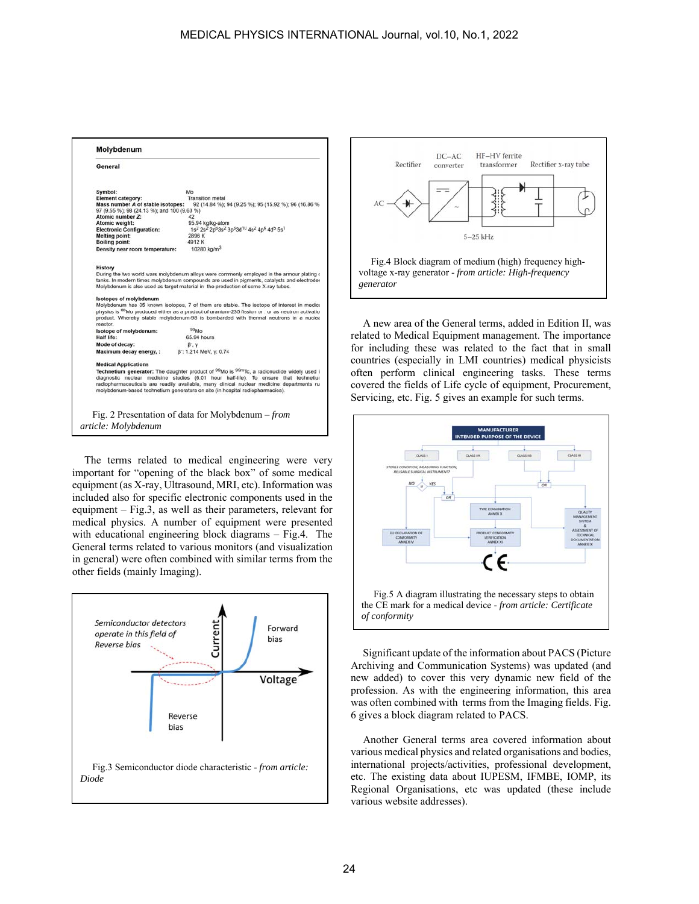Fig. 2 Presentation of data for Molybdenum – *from article: Molybdenum*

The terms related to medical engineering were very important for "opening of the black box" of some medical equipment (as X-ray, Ultrasound, MRI, etc). Information was included also for specific electronic components used in the equipment – Fig.3, as well as their parameters, relevant for medical physics. A number of equipment were presented with educational engineering block diagrams – Fig.4. The General terms related to various monitors (and visualization in general) were often combined with similar terms from the other fields (mainly Imaging).

Fig.3 Semiconductor diode characteristic - *from article: Diode*

Fig.4 Block diagram of medium (high) frequency high-voltage x-ray generator - *from article: High-frequency generator*

A new area of the General terms, added in Edition II, was related to Medical Equipment management. The importance for including these was related to the fact that in small countries (especially in LMI countries) medical physicists often perform clinical engineering tasks. These terms covered the fields of Life cycle of equipment, Procurement, Servicing, etc. Fig. 5 gives an example for such terms.

Fig.5 A diagram illustrating the necessary steps to obtain the CE mark for a medical device - *from article: Certificate of conformity*

Significant update of the information about PACS (Picture Archiving and Communication Systems) was updated (and new added) to cover this very dynamic new field of the profession. As with the engineering information, this area was often combined with terms from the Imaging fields. Fig. 6 gives a block diagram related to PACS.

Another General terms area covered information about various medical physics and related organisations and bodies, international projects/activities, professional development, etc. The existing data about IUPESM, IFMBE, IOMP, its Regional Organisations, etc was updated (these include various website addresses).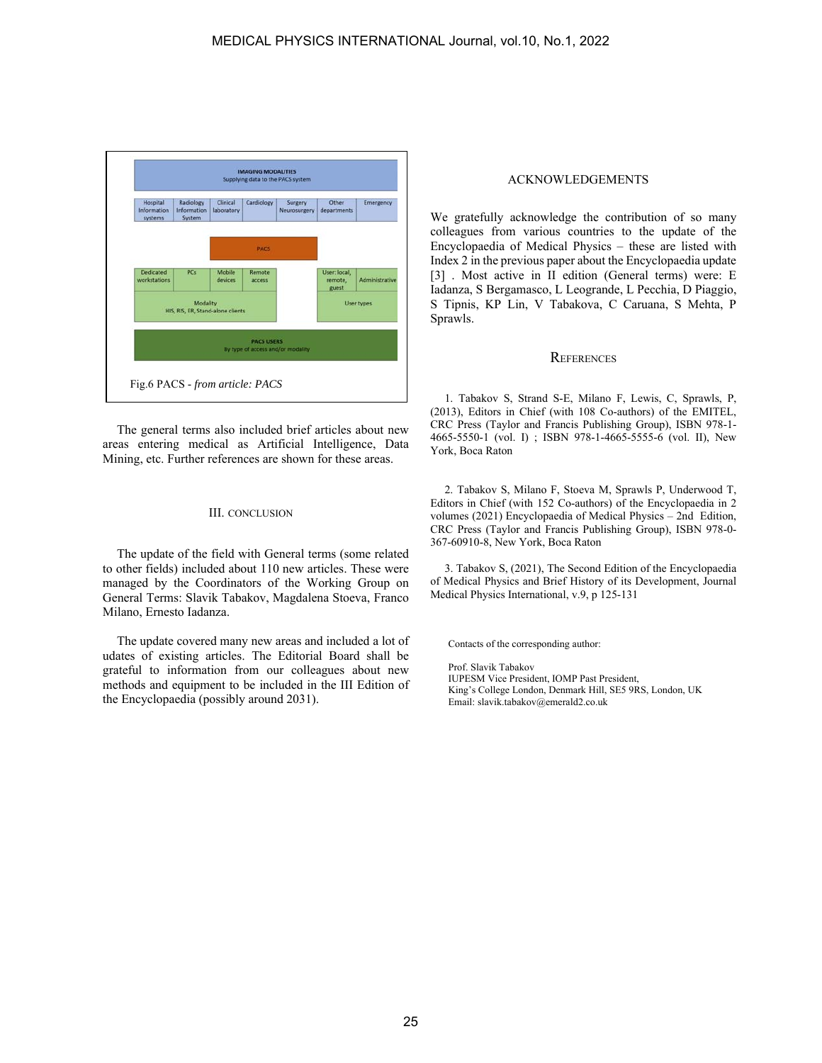IMAGING MODALITIES
Supplying data to the PACS system

Hospital Information systems
Radiology Information System
Clinical laboratory
Cardiology
Surgery Neurosurgery
Other departments
Emergency

PACS

Dedicated workstations
PCs
Mobile devices
Remote access
Modality
HIS, RIS, ER, Stand-alone clients

User: local, remote, guest
Administrative
User types

PACS USERS
By type of access and/or modality

Fig.6 PACS - *from article: PACS*

The general terms also included brief articles about new areas entering medical as Artificial Intelligence, Data Mining, etc. Further references are shown for these areas.

## III. CONCLUSION

The update of the field with General terms (some related to other fields) included about 110 new articles. These were managed by the Coordinators of the Working Group on General Terms: Slavik Tabakov, Magdalena Stoeva, Franco Milano, Ernesto Iadanza.

The update covered many new areas and included a lot of udates of existing articles. The Editorial Board shall be grateful to information from our colleagues about new methods and equipment to be included in the III Edition of the Encyclopaedia (possibly around 2031).

## ACKNOWLEDGEMENTS

We gratefully acknowledge the contribution of so many colleagues from various countries to the update of the Encyclopaedia of Medical Physics – these are listed with Index 2 in the previous paper about the Encyclopaedia update [3] . Most active in II edition (General terms) were: E Iadanza, S Bergamasco, L Leogrande, L Pecchia, D Piaggio, S Tipnis, KP Lin, V Tabakova, C Caruana, S Mehta, P Sprawls.

## REFERENCES

1. Tabakov S, Strand S-E, Milano F, Lewis, C, Sprawls, P, (2013), Editors in Chief (with 108 Co-authors) of the EMITEL, CRC Press (Taylor and Francis Publishing Group), ISBN 978-1-4665-5550-1 (vol. I) ; ISBN 978-1-4665-5555-6 (vol. II), New York, Boca Raton

2. Tabakov S, Milano F, Stoeva M, Sprawls P, Underwood T, Editors in Chief (with 152 Co-authors) of the Encyclopaedia in 2 volumes (2021) Encyclopaedia of Medical Physics – 2nd Edition, CRC Press (Taylor and Francis Publishing Group), ISBN 978-0-367-60910-8, New York, Boca Raton

3. Tabakov S, (2021), The Second Edition of the Encyclopaedia of Medical Physics and Brief History of its Development, Journal Medical Physics International, v.9, p 125-131

Contacts of the corresponding author:

Prof. Slavik Tabakov
IUPESM Vice President, IOMP Past President,
King's College London, Denmark Hill, SE5 9RS, London, UK
Email: slavik.tabakov@emerald2.co.uk